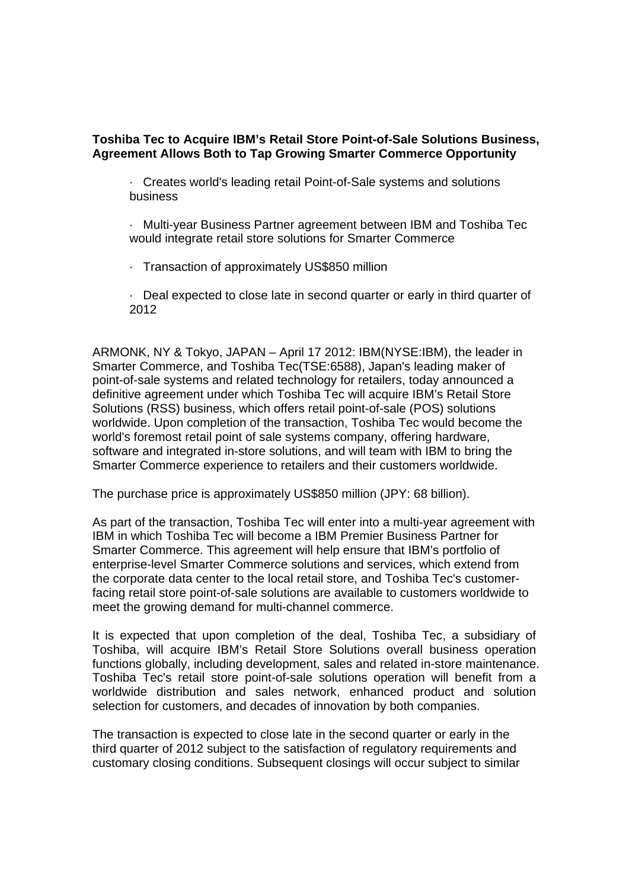**Toshiba Tec to Acquire IBM's Retail Store Point-of-Sale Solutions Business, Agreement Allows Both to Tap Growing Smarter Commerce Opportunity**

- Creates world's leading retail Point-of-Sale systems and solutions business
- Multi-year Business Partner agreement between IBM and Toshiba Tec would integrate retail store solutions for Smarter Commerce
- Transaction of approximately US$850 million
- Deal expected to close late in second quarter or early in third quarter of 2012

ARMONK, NY & Tokyo, JAPAN – April 17 2012: IBM(NYSE:IBM), the leader in Smarter Commerce, and Toshiba Tec(TSE:6588), Japan's leading maker of point-of-sale systems and related technology for retailers, today announced a definitive agreement under which Toshiba Tec will acquire IBM's Retail Store Solutions (RSS) business, which offers retail point-of-sale (POS) solutions worldwide. Upon completion of the transaction, Toshiba Tec would become the world's foremost retail point of sale systems company, offering hardware, software and integrated in-store solutions, and will team with IBM to bring the Smarter Commerce experience to retailers and their customers worldwide.

The purchase price is approximately US$850 million (JPY: 68 billion).

As part of the transaction, Toshiba Tec will enter into a multi-year agreement with IBM in which Toshiba Tec will become a IBM Premier Business Partner for Smarter Commerce. This agreement will help ensure that IBM's portfolio of enterprise-level Smarter Commerce solutions and services, which extend from the corporate data center to the local retail store, and Toshiba Tec's customer-facing retail store point-of-sale solutions are available to customers worldwide to meet the growing demand for multi-channel commerce.

It is expected that upon completion of the deal, Toshiba Tec, a subsidiary of Toshiba, will acquire IBM's Retail Store Solutions overall business operation functions globally, including development, sales and related in-store maintenance. Toshiba Tec's retail store point-of-sale solutions operation will benefit from a worldwide distribution and sales network, enhanced product and solution selection for customers, and decades of innovation by both companies.

The transaction is expected to close late in the second quarter or early in the third quarter of 2012 subject to the satisfaction of regulatory requirements and customary closing conditions. Subsequent closings will occur subject to similar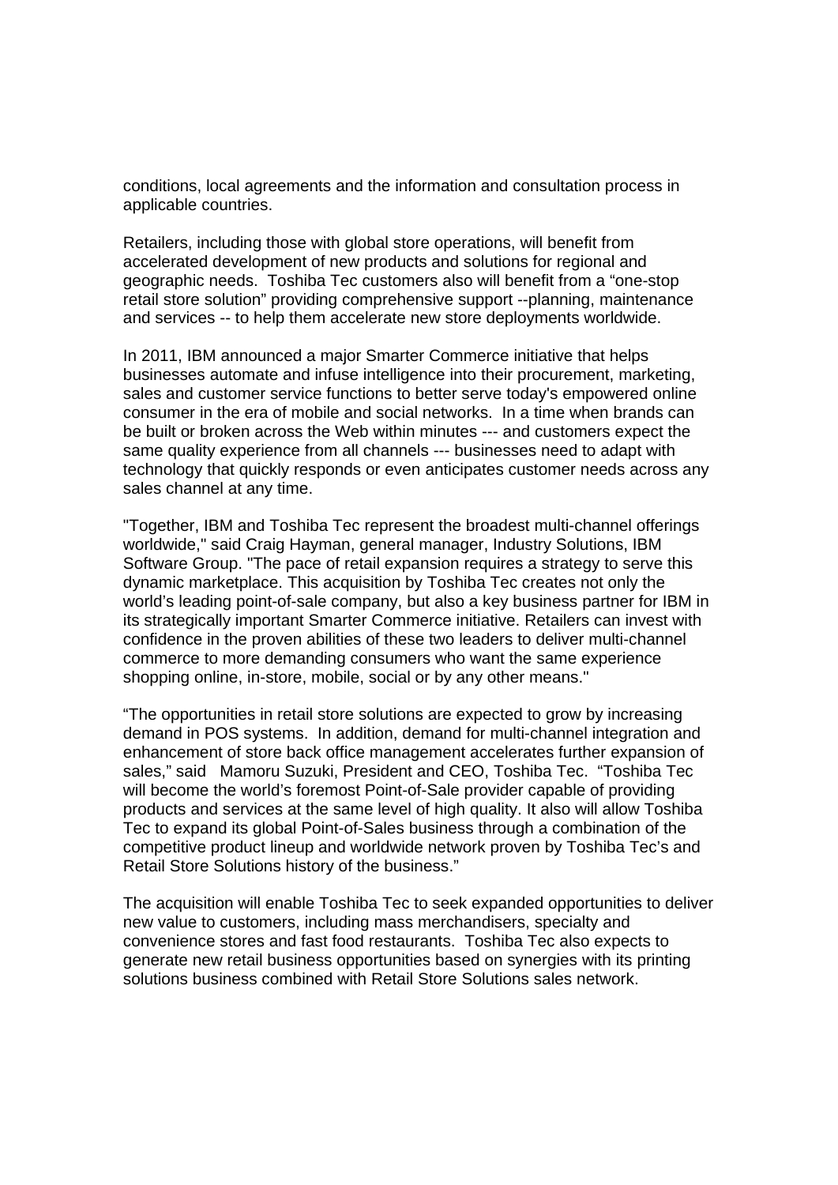conditions, local agreements and the information and consultation process in applicable countries.

Retailers, including those with global store operations, will benefit from accelerated development of new products and solutions for regional and geographic needs. Toshiba Tec customers also will benefit from a "one-stop retail store solution" providing comprehensive support --planning, maintenance and services -- to help them accelerate new store deployments worldwide.

In 2011, IBM announced a major Smarter Commerce initiative that helps businesses automate and infuse intelligence into their procurement, marketing, sales and customer service functions to better serve today's empowered online consumer in the era of mobile and social networks. In a time when brands can be built or broken across the Web within minutes --- and customers expect the same quality experience from all channels --- businesses need to adapt with technology that quickly responds or even anticipates customer needs across any sales channel at any time.

"Together, IBM and Toshiba Tec represent the broadest multi-channel offerings worldwide," said Craig Hayman, general manager, Industry Solutions, IBM Software Group. "The pace of retail expansion requires a strategy to serve this dynamic marketplace. This acquisition by Toshiba Tec creates not only the world's leading point-of-sale company, but also a key business partner for IBM in its strategically important Smarter Commerce initiative. Retailers can invest with confidence in the proven abilities of these two leaders to deliver multi-channel commerce to more demanding consumers who want the same experience shopping online, in-store, mobile, social or by any other means."

"The opportunities in retail store solutions are expected to grow by increasing demand in POS systems. In addition, demand for multi-channel integration and enhancement of store back office management accelerates further expansion of sales," said Mamoru Suzuki, President and CEO, Toshiba Tec. "Toshiba Tec will become the world's foremost Point-of-Sale provider capable of providing products and services at the same level of high quality. It also will allow Toshiba Tec to expand its global Point-of-Sales business through a combination of the competitive product lineup and worldwide network proven by Toshiba Tec's and Retail Store Solutions history of the business."

The acquisition will enable Toshiba Tec to seek expanded opportunities to deliver new value to customers, including mass merchandisers, specialty and convenience stores and fast food restaurants. Toshiba Tec also expects to generate new retail business opportunities based on synergies with its printing solutions business combined with Retail Store Solutions sales network.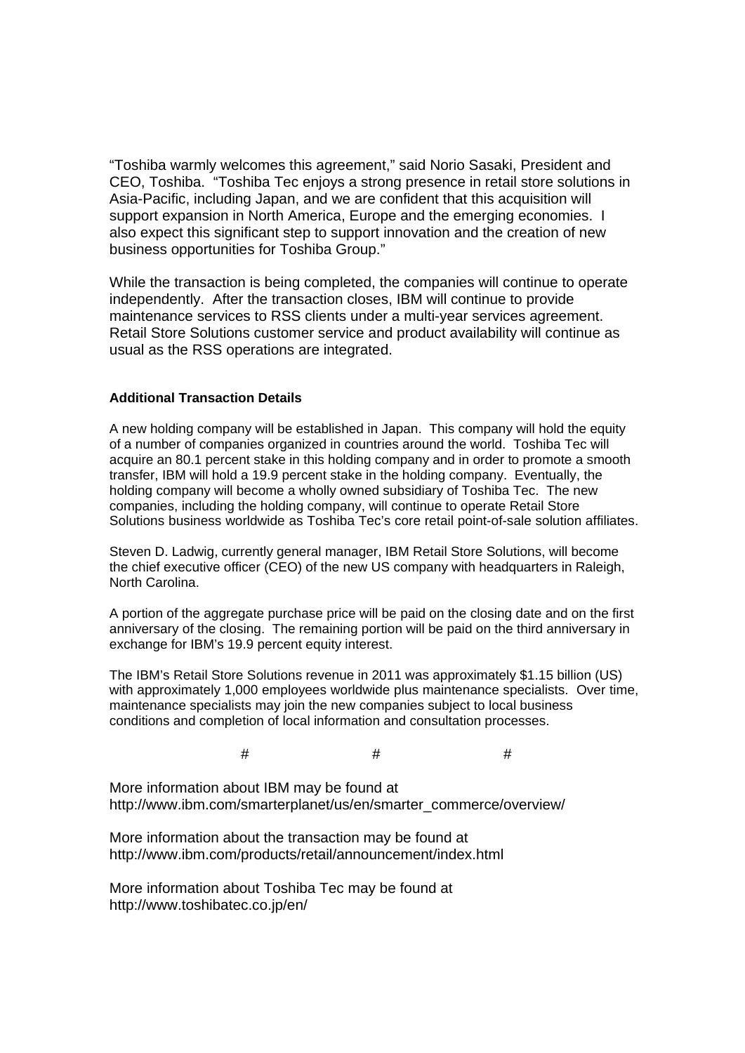"Toshiba warmly welcomes this agreement," said Norio Sasaki, President and CEO, Toshiba. "Toshiba Tec enjoys a strong presence in retail store solutions in Asia-Pacific, including Japan, and we are confident that this acquisition will support expansion in North America, Europe and the emerging economies. I also expect this significant step to support innovation and the creation of new business opportunities for Toshiba Group."

While the transaction is being completed, the companies will continue to operate independently. After the transaction closes, IBM will continue to provide maintenance services to RSS clients under a multi-year services agreement. Retail Store Solutions customer service and product availability will continue as usual as the RSS operations are integrated.

**Additional Transaction Details**

A new holding company will be established in Japan. This company will hold the equity of a number of companies organized in countries around the world. Toshiba Tec will acquire an 80.1 percent stake in this holding company and in order to promote a smooth transfer, IBM will hold a 19.9 percent stake in the holding company. Eventually, the holding company will become a wholly owned subsidiary of Toshiba Tec. The new companies, including the holding company, will continue to operate Retail Store Solutions business worldwide as Toshiba Tec's core retail point-of-sale solution affiliates.

Steven D. Ladwig, currently general manager, IBM Retail Store Solutions, will become the chief executive officer (CEO) of the new US company with headquarters in Raleigh, North Carolina.

A portion of the aggregate purchase price will be paid on the closing date and on the first anniversary of the closing. The remaining portion will be paid on the third anniversary in exchange for IBM's 19.9 percent equity interest.

The IBM's Retail Store Solutions revenue in 2011 was approximately $1.15 billion (US) with approximately 1,000 employees worldwide plus maintenance specialists. Over time, maintenance specialists may join the new companies subject to local business conditions and completion of local information and consultation processes.

# # #

More information about IBM may be found at
http://www.ibm.com/smarterplanet/us/en/smarter_commerce/overview/

More information about the transaction may be found at
http://www.ibm.com/products/retail/announcement/index.html

More information about Toshiba Tec may be found at
http://www.toshibatec.co.jp/en/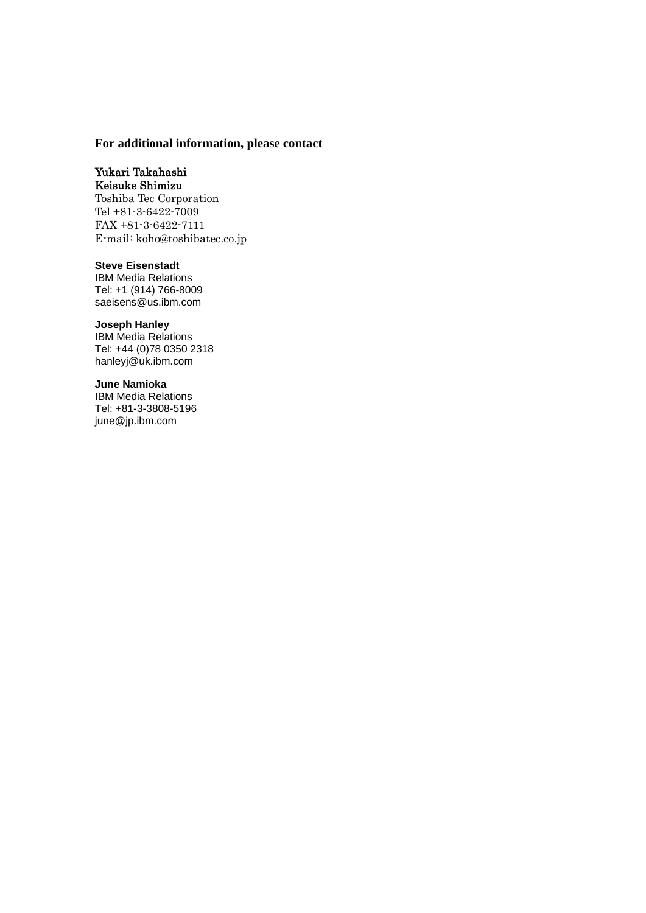**For additional information, please contact**

Yukari Takahashi
Keisuke Shimizu
Toshiba Tec Corporation
Tel +81-3-6422-7009
FAX +81-3-6422-7111
E-mail: koho@toshibatec.co.jp

**Steve Eisenstadt**
IBM Media Relations
Tel: +1 (914) 766-8009
saeisens@us.ibm.com

**Joseph Hanley**
IBM Media Relations
Tel: +44 (0)78 0350 2318
hanleyj@uk.ibm.com

**June Namioka**
IBM Media Relations
Tel: +81-3-3808-5196
june@jp.ibm.com